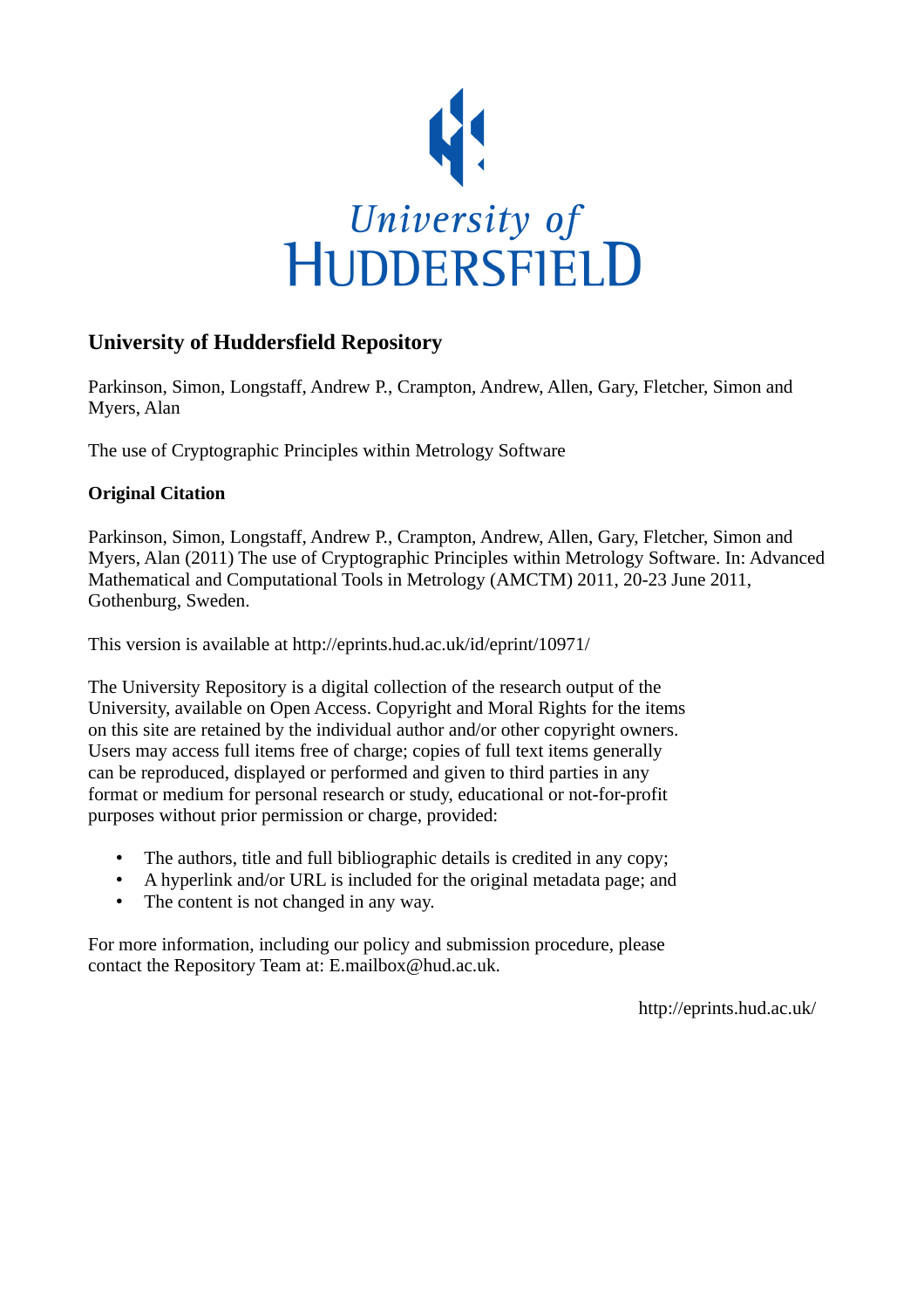University of HUDDERSFIELD

## University of Huddersfield Repository

Parkinson, Simon, Longstaff, Andrew P., Crampton, Andrew, Allen, Gary, Fletcher, Simon and Myers, Alan

The use of Cryptographic Principles within Metrology Software

### Original Citation

Parkinson, Simon, Longstaff, Andrew P., Crampton, Andrew, Allen, Gary, Fletcher, Simon and Myers, Alan (2011) The use of Cryptographic Principles within Metrology Software. In: Advanced Mathematical and Computational Tools in Metrology (AMCTM) 2011, 20-23 June 2011, Gothenburg, Sweden.

This version is available at http://eprints.hud.ac.uk/id/eprint/10971/

The University Repository is a digital collection of the research output of the University, available on Open Access. Copyright and Moral Rights for the items on this site are retained by the individual author and/or other copyright owners. Users may access full items free of charge; copies of full text items generally can be reproduced, displayed or performed and given to third parties in any format or medium for personal research or study, educational or not-for-profit purposes without prior permission or charge, provided:

- The authors, title and full bibliographic details is credited in any copy;
- A hyperlink and/or URL is included for the original metadata page; and
- The content is not changed in any way.

For more information, including our policy and submission procedure, please contact the Repository Team at: E.mailbox@hud.ac.uk.

http://eprints.hud.ac.uk/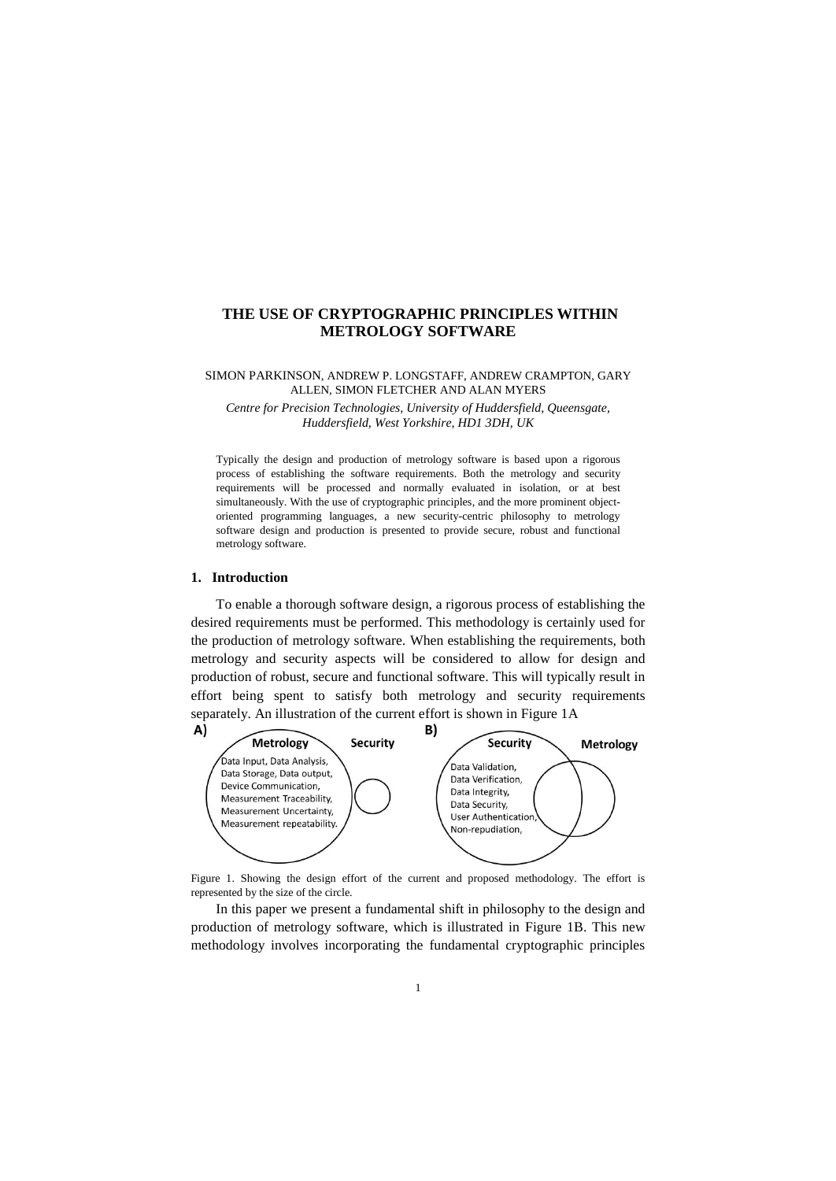# THE USE OF CRYPTOGRAPHIC PRINCIPLES WITHIN METROLOGY SOFTWARE

SIMON PARKINSON, ANDREW P. LONGSTAFF, ANDREW CRAMPTON, GARY ALLEN, SIMON FLETCHER AND ALAN MYERS

*Centre for Precision Technologies, University of Huddersfield, Queensgate, Huddersfield, West Yorkshire, HD1 3DH, UK*

Typically the design and production of metrology software is based upon a rigorous process of establishing the software requirements. Both the metrology and security requirements will be processed and normally evaluated in isolation, or at best simultaneously. With the use of cryptographic principles, and the more prominent object-oriented programming languages, a new security-centric philosophy to metrology software design and production is presented to provide secure, robust and functional metrology software.

## 1. Introduction

To enable a thorough software design, a rigorous process of establishing the desired requirements must be performed. This methodology is certainly used for the production of metrology software. When establishing the requirements, both metrology and security aspects will be considered to allow for design and production of robust, secure and functional software. This will typically result in effort being spent to satisfy both metrology and security requirements separately. An illustration of the current effort is shown in Figure 1A

A)

Metrology

Data Input, Data Analysis, Data Storage, Data output, Device Communication, Measurement Traceability, Measurement Uncertainty, Measurement repeatability.

Security

B)

Security

Data Validation, Data Verification, Data Integrity, Data Security, User Authentication, Non-repudiation,

Metrology

Figure 1. Showing the design effort of the current and proposed methodology. The effort is represented by the size of the circle.

In this paper we present a fundamental shift in philosophy to the design and production of metrology software, which is illustrated in Figure 1B. This new methodology involves incorporating the fundamental cryptographic principles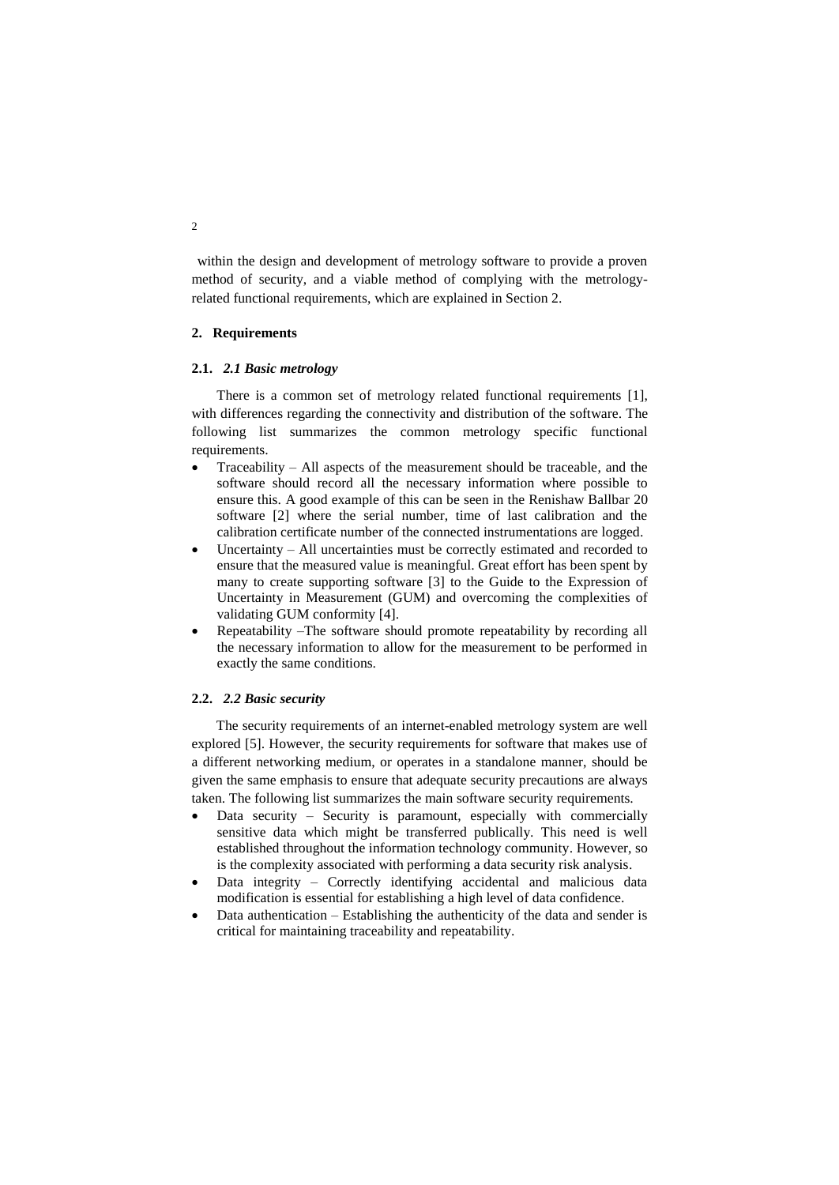within the design and development of metrology software to provide a proven method of security, and a viable method of complying with the metrology-related functional requirements, which are explained in Section 2.

## 2. Requirements

### 2.1. *2.1 Basic metrology*

There is a common set of metrology related functional requirements [1], with differences regarding the connectivity and distribution of the software. The following list summarizes the common metrology specific functional requirements.

- Traceability – All aspects of the measurement should be traceable, and the software should record all the necessary information where possible to ensure this. A good example of this can be seen in the Renishaw Ballbar 20 software [2] where the serial number, time of last calibration and the calibration certificate number of the connected instrumentations are logged.
- Uncertainty – All uncertainties must be correctly estimated and recorded to ensure that the measured value is meaningful. Great effort has been spent by many to create supporting software [3] to the Guide to the Expression of Uncertainty in Measurement (GUM) and overcoming the complexities of validating GUM conformity [4].
- Repeatability –The software should promote repeatability by recording all the necessary information to allow for the measurement to be performed in exactly the same conditions.

### 2.2. *2.2 Basic security*

The security requirements of an internet-enabled metrology system are well explored [5]. However, the security requirements for software that makes use of a different networking medium, or operates in a standalone manner, should be given the same emphasis to ensure that adequate security precautions are always taken. The following list summarizes the main software security requirements.

- Data security – Security is paramount, especially with commercially sensitive data which might be transferred publically. This need is well established throughout the information technology community. However, so is the complexity associated with performing a data security risk analysis.
- Data integrity – Correctly identifying accidental and malicious data modification is essential for establishing a high level of data confidence.
- Data authentication – Establishing the authenticity of the data and sender is critical for maintaining traceability and repeatability.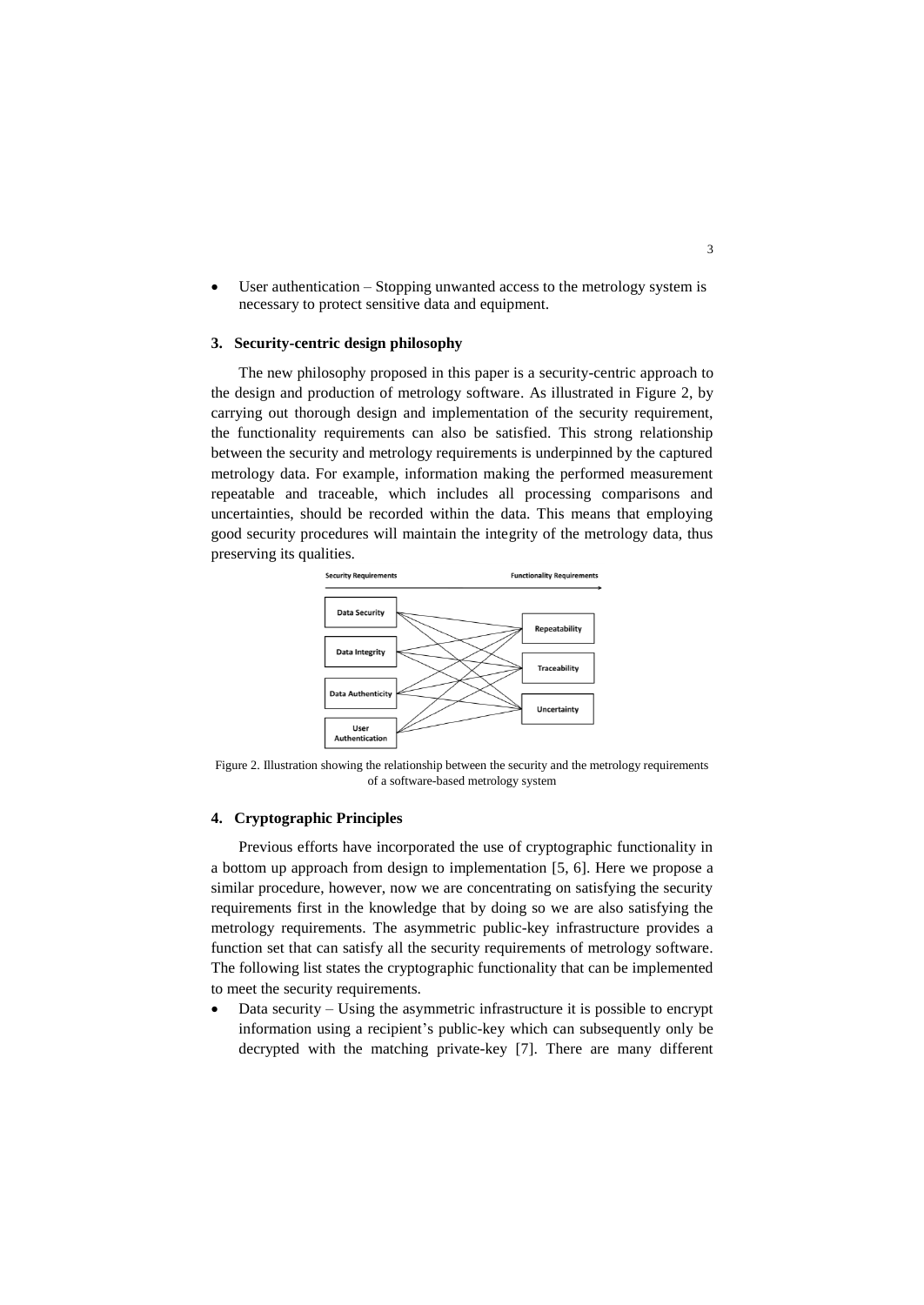- User authentication – Stopping unwanted access to the metrology system is necessary to protect sensitive data and equipment.

## 3. Security-centric design philosophy

The new philosophy proposed in this paper is a security-centric approach to the design and production of metrology software. As illustrated in Figure 2, by carrying out thorough design and implementation of the security requirement, the functionality requirements can also be satisfied. This strong relationship between the security and metrology requirements is underpinned by the captured metrology data. For example, information making the performed measurement repeatable and traceable, which includes all processing comparisons and uncertainties, should be recorded within the data. This means that employing good security procedures will maintain the integrity of the metrology data, thus preserving its qualities.

Security Requirements

Functionality Requirements

Data Security

Data Integrity

Data Authenticity

User Authentication

Repeatability

Traceability

Uncertainty

Figure 2. Illustration showing the relationship between the security and the metrology requirements of a software-based metrology system

## 4. Cryptographic Principles

Previous efforts have incorporated the use of cryptographic functionality in a bottom up approach from design to implementation [5, 6]. Here we propose a similar procedure, however, now we are concentrating on satisfying the security requirements first in the knowledge that by doing so we are also satisfying the metrology requirements. The asymmetric public-key infrastructure provides a function set that can satisfy all the security requirements of metrology software. The following list states the cryptographic functionality that can be implemented to meet the security requirements.

- Data security – Using the asymmetric infrastructure it is possible to encrypt information using a recipient's public-key which can subsequently only be decrypted with the matching private-key [7]. There are many different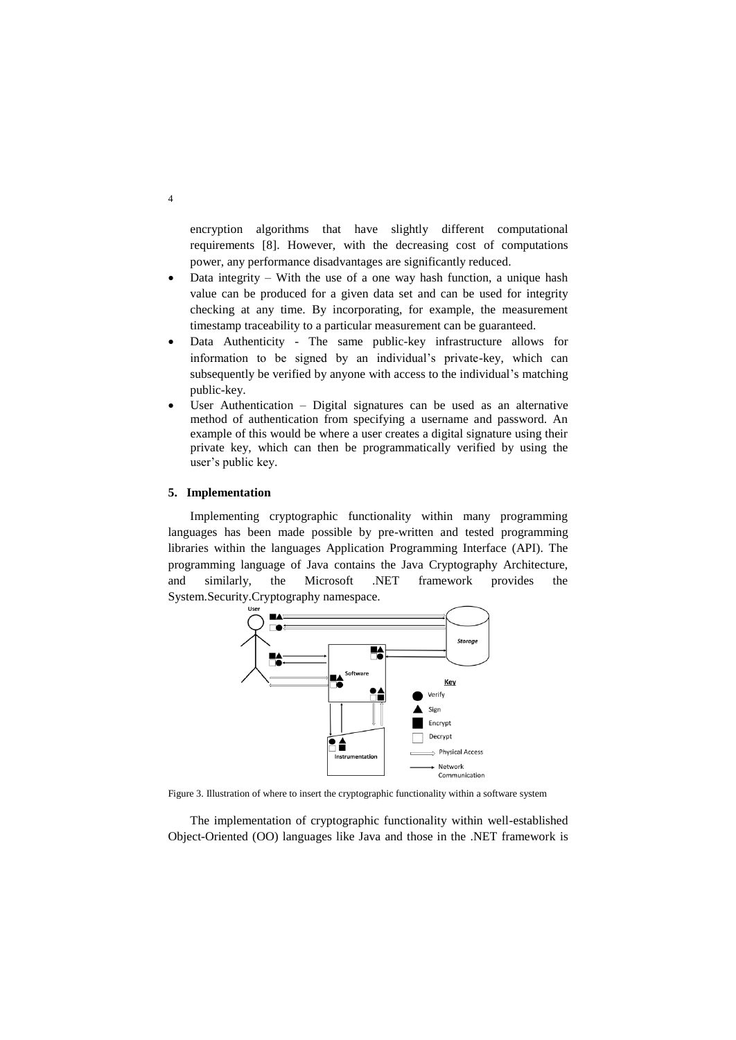encryption algorithms that have slightly different computational requirements [8]. However, with the decreasing cost of computations power, any performance disadvantages are significantly reduced.

- Data integrity – With the use of a one way hash function, a unique hash value can be produced for a given data set and can be used for integrity checking at any time. By incorporating, for example, the measurement timestamp traceability to a particular measurement can be guaranteed.
- Data Authenticity - The same public-key infrastructure allows for information to be signed by an individual's private-key, which can subsequently be verified by anyone with access to the individual's matching public-key.
- User Authentication – Digital signatures can be used as an alternative method of authentication from specifying a username and password. An example of this would be where a user creates a digital signature using their private key, which can then be programmatically verified by using the user's public key.

## 5. Implementation

Implementing cryptographic functionality within many programming languages has been made possible by pre-written and tested programming libraries within the languages Application Programming Interface (API). The programming language of Java contains the Java Cryptography Architecture, and similarly, the Microsoft .NET framework provides the System.Security.Cryptography namespace.

User

Storage

Software

Instrumentation

Key

Verify

Sign

Encrypt

Decrypt

Physical Access

Network Communication

Figure 3. Illustration of where to insert the cryptographic functionality within a software system

The implementation of cryptographic functionality within well-established Object-Oriented (OO) languages like Java and those in the .NET framework is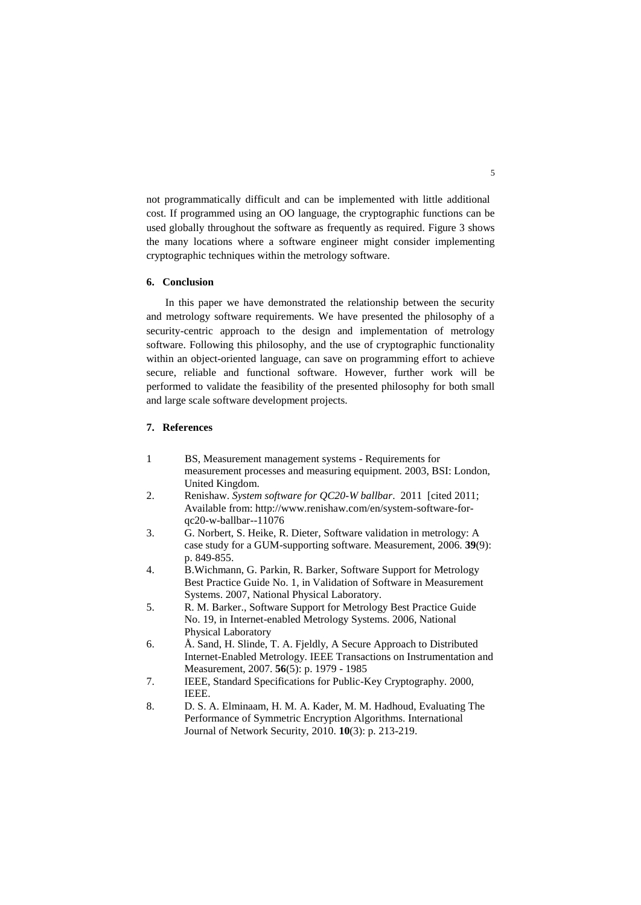not programmatically difficult and can be implemented with little additional cost. If programmed using an OO language, the cryptographic functions can be used globally throughout the software as frequently as required. Figure 3 shows the many locations where a software engineer might consider implementing cryptographic techniques within the metrology software.

## 6. Conclusion

In this paper we have demonstrated the relationship between the security and metrology software requirements. We have presented the philosophy of a security-centric approach to the design and implementation of metrology software. Following this philosophy, and the use of cryptographic functionality within an object-oriented language, can save on programming effort to achieve secure, reliable and functional software. However, further work will be performed to validate the feasibility of the presented philosophy for both small and large scale software development projects.

## 7. References

1 BS, Measurement management systems - Requirements for measurement processes and measuring equipment. 2003, BSI: London, United Kingdom.

2. Renishaw. *System software for QC20-W ballbar*. 2011 [cited 2011; Available from: http://www.renishaw.com/en/system-software-for-qc20-w-ballbar--11076

3. G. Norbert, S. Heike, R. Dieter, Software validation in metrology: A case study for a GUM-supporting software. Measurement, 2006. **39**(9): p. 849-855.

4. B.Wichmann, G. Parkin, R. Barker, Software Support for Metrology Best Practice Guide No. 1, in Validation of Software in Measurement Systems. 2007, National Physical Laboratory.

5. R. M. Barker., Software Support for Metrology Best Practice Guide No. 19, in Internet-enabled Metrology Systems. 2006, National Physical Laboratory

6. Å. Sand, H. Slinde, T. A. Fjeldly, A Secure Approach to Distributed Internet-Enabled Metrology. IEEE Transactions on Instrumentation and Measurement, 2007. **56**(5): p. 1979 - 1985

7. IEEE, Standard Specifications for Public-Key Cryptography. 2000, IEEE.

8. D. S. A. Elminaam, H. M. A. Kader, M. M. Hadhoud, Evaluating The Performance of Symmetric Encryption Algorithms. International Journal of Network Security, 2010. **10**(3): p. 213-219.